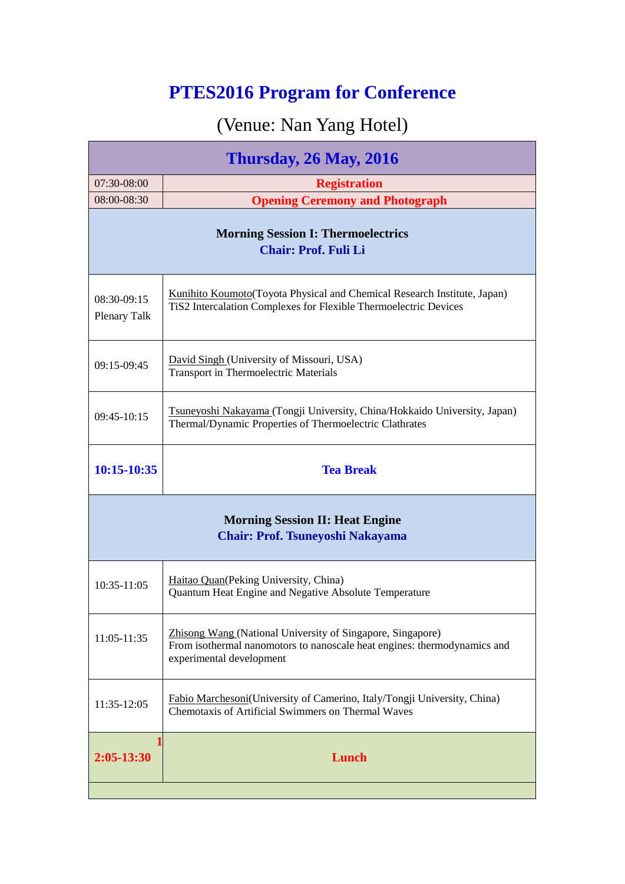# PTES2016 Program for Conference

## (Venue: Nan Yang Hotel)

| Thursday, 26 May, 2016 | |
|---|---|
| 07:30-08:00 | **Registration** |
| 08:00-08:30 | **Opening Ceremony and Photograph** |
| **Morning Session I: Thermoelectrics**<br>**Chair: Prof. Fuli Li** | |
| 08:30-09:15<br>Plenary Talk | Kunihito Koumoto(Toyota Physical and Chemical Research Institute, Japan)<br>TiS2 Intercalation Complexes for Flexible Thermoelectric Devices |
| 09:15-09:45 | David Singh (University of Missouri, USA)<br>Transport in Thermoelectric Materials |
| 09:45-10:15 | Tsuneyoshi Nakayama (Tongji University, China/Hokkaido University, Japan)<br>Thermal/Dynamic Properties of Thermoelectric Clathrates |
| **10:15-10:35** | **Tea Break** |
| **Morning Session II: Heat Engine**<br>**Chair: Prof. Tsuneyoshi Nakayama** | |
| 10:35-11:05 | Haitao Quan(Peking University, China)<br>Quantum Heat Engine and Negative Absolute Temperature |
| 11:05-11:35 | Zhisong Wang (National University of Singapore, Singapore)<br>From isothermal nanomotors to nanoscale heat engines: thermodynamics and experimental development |
| 11:35-12:05 | Fabio Marchesoni(University of Camerino, Italy/Tongji University, China)<br>Chemotaxis of Artificial Swimmers on Thermal Waves |
| **12:05-13:30** | **Lunch** |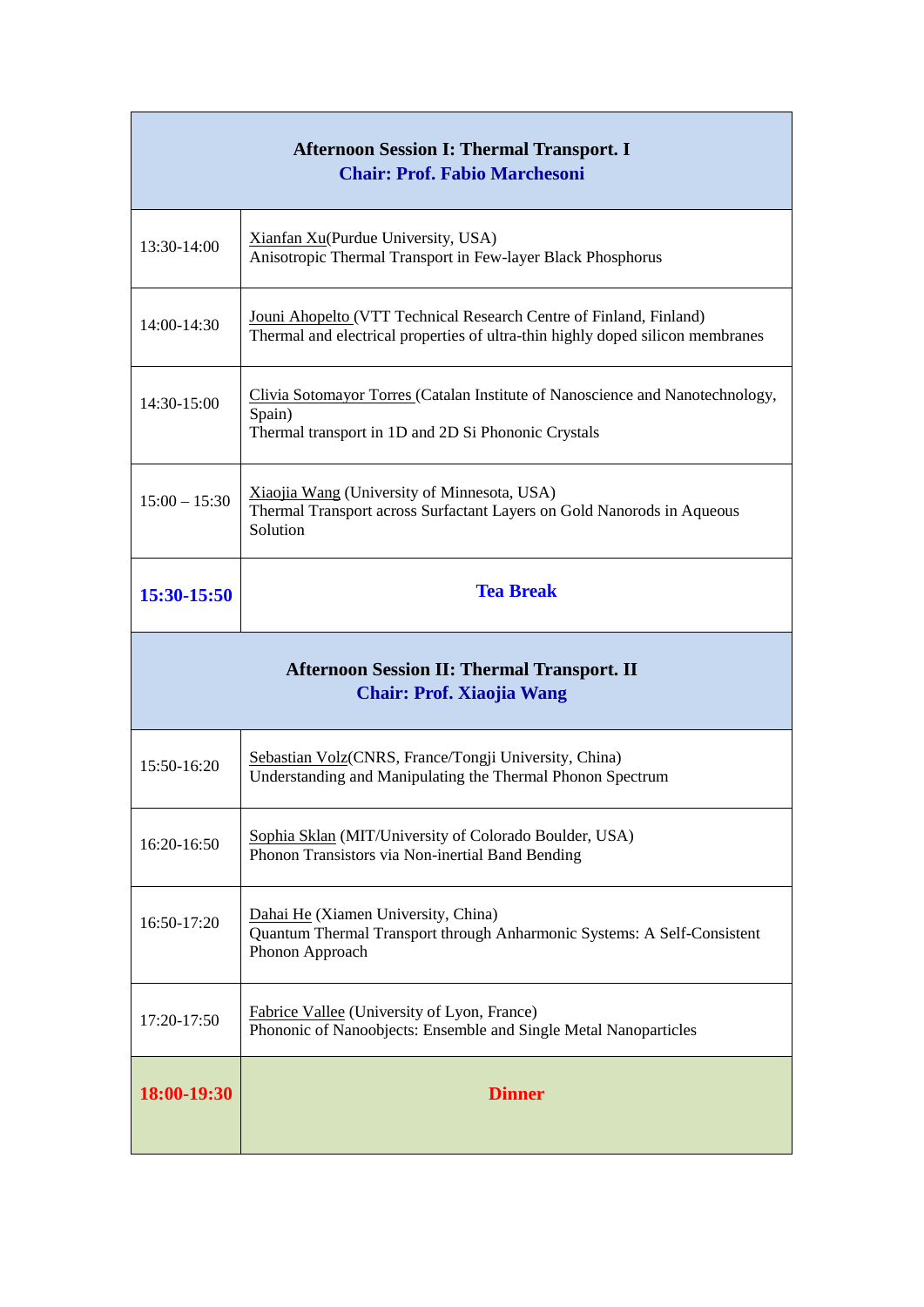| **Afternoon Session I: Thermal Transport. I**<br>**Chair: Prof. Fabio Marchesoni** | |
|---|---|
| 13:30-14:00 | Xianfan Xu(Purdue University, USA)<br>Anisotropic Thermal Transport in Few-layer Black Phosphorus |
| 14:00-14:30 | Jouni Ahopelto (VTT Technical Research Centre of Finland, Finland)<br>Thermal and electrical properties of ultra-thin highly doped silicon membranes |
| 14:30-15:00 | Clivia Sotomayor Torres (Catalan Institute of Nanoscience and Nanotechnology, Spain)<br>Thermal transport in 1D and 2D Si Phononic Crystals |
| 15:00 – 15:30 | Xiaojia Wang (University of Minnesota, USA)<br>Thermal Transport across Surfactant Layers on Gold Nanorods in Aqueous Solution |
| **15:30-15:50** | **Tea Break** |
| **Afternoon Session II: Thermal Transport. II**<br>**Chair: Prof. Xiaojia Wang** | |
| 15:50-16:20 | Sebastian Volz(CNRS, France/Tongji University, China)<br>Understanding and Manipulating the Thermal Phonon Spectrum |
| 16:20-16:50 | Sophia Sklan (MIT/University of Colorado Boulder, USA)<br>Phonon Transistors via Non-inertial Band Bending |
| 16:50-17:20 | Dahai He (Xiamen University, China)<br>Quantum Thermal Transport through Anharmonic Systems: A Self-Consistent Phonon Approach |
| 17:20-17:50 | Fabrice Vallee (University of Lyon, France)<br>Phononic of Nanoobjects: Ensemble and Single Metal Nanoparticles |
| **18:00-19:30** | **Dinner** |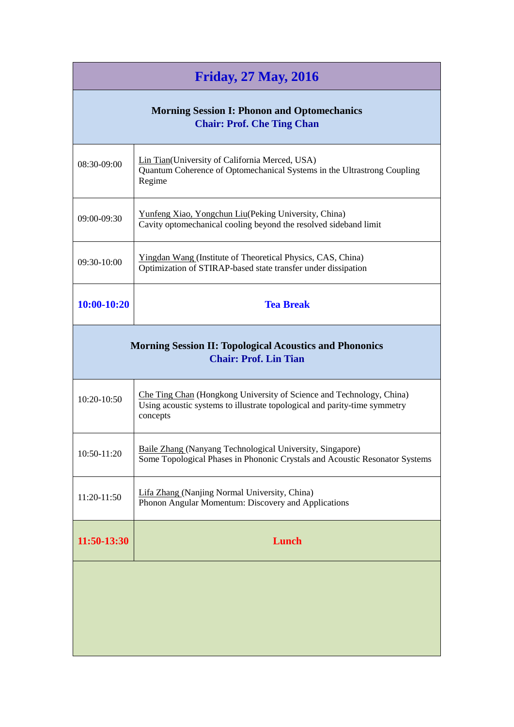## Friday, 27 May, 2016

| | |
|---|---|
| **Morning Session I: Phonon and Optomechanics**<br>**Chair: Prof. Che Ting Chan** | |
| 08:30-09:00 | Lin Tian(University of California Merced, USA)<br>Quantum Coherence of Optomechanical Systems in the Ultrastrong Coupling Regime |
| 09:00-09:30 | Yunfeng Xiao, Yongchun Liu(Peking University, China)<br>Cavity optomechanical cooling beyond the resolved sideband limit |
| 09:30-10:00 | Yingdan Wang (Institute of Theoretical Physics, CAS, China)<br>Optimization of STIRAP-based state transfer under dissipation |
| **10:00-10:20** | **Tea Break** |
| **Morning Session II: Topological Acoustics and Phononics**<br>**Chair: Prof. Lin Tian** | |
| 10:20-10:50 | Che Ting Chan (Hongkong University of Science and Technology, China)<br>Using acoustic systems to illustrate topological and parity-time symmetry concepts |
| 10:50-11:20 | Baile Zhang (Nanyang Technological University, Singapore)<br>Some Topological Phases in Phononic Crystals and Acoustic Resonator Systems |
| 11:20-11:50 | Lifa Zhang (Nanjing Normal University, China)<br>Phonon Angular Momentum: Discovery and Applications |
| **11:50-13:30** | **Lunch** |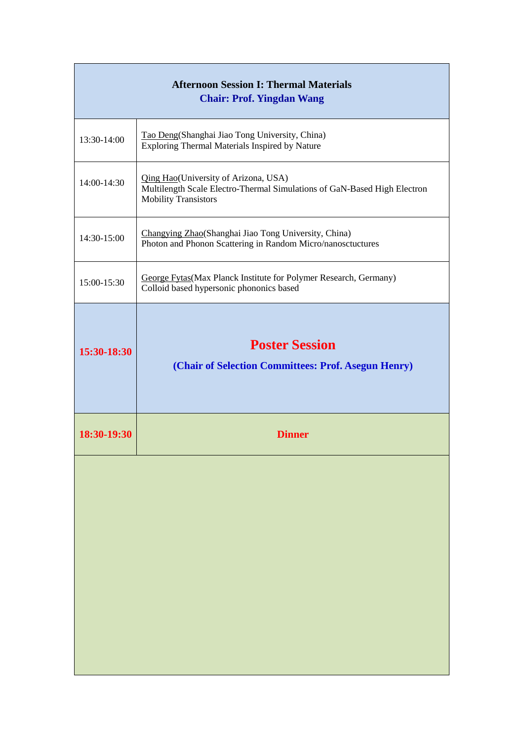| **Afternoon Session I: Thermal Materials**<br>**Chair: Prof. Yingdan Wang** | |
|---|---|
| 13:30-14:00 | Tao Deng(Shanghai Jiao Tong University, China)<br>Exploring Thermal Materials Inspired by Nature |
| 14:00-14:30 | Qing Hao(University of Arizona, USA)<br>Multilength Scale Electro-Thermal Simulations of GaN-Based High Electron Mobility Transistors |
| 14:30-15:00 | Changying Zhao(Shanghai Jiao Tong University, China)<br>Photon and Phonon Scattering in Random Micro/nanosctuctures |
| 15:00-15:30 | George Fytas(Max Planck Institute for Polymer Research, Germany)<br>Colloid based hypersonic phononics based |
| **15:30-18:30** | **Poster Session**<br>**(Chair of Selection Committees: Prof. Asegun Henry)** |
| **18:30-19:30** | **Dinner** |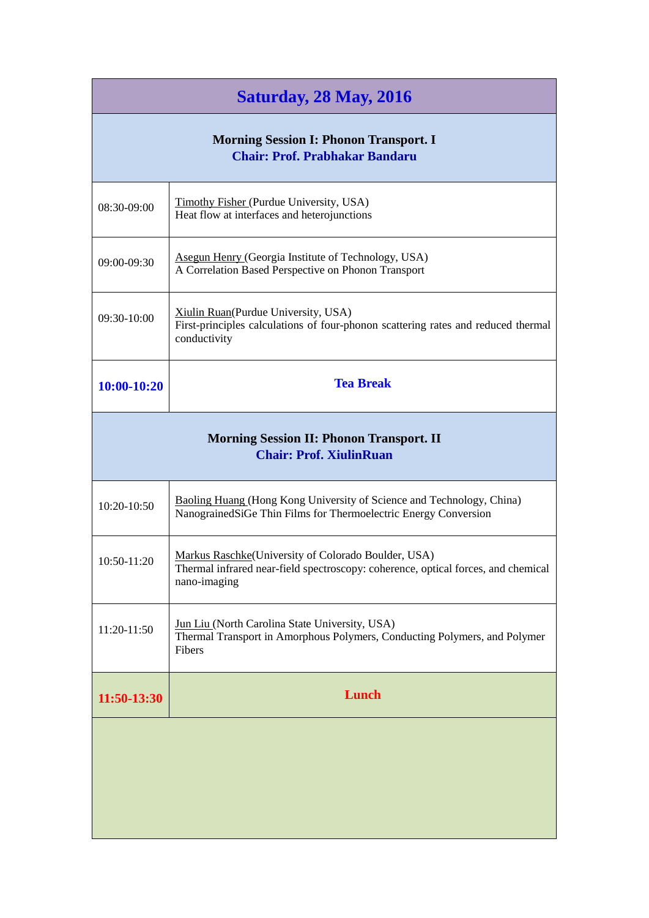## Saturday, 28 May, 2016

| | |
|---|---|
| **Morning Session I: Phonon Transport. I**<br>**Chair: Prof. Prabhakar Bandaru** | |
| 08:30-09:00 | Timothy Fisher (Purdue University, USA)<br>Heat flow at interfaces and heterojunctions |
| 09:00-09:30 | Asegun Henry (Georgia Institute of Technology, USA)<br>A Correlation Based Perspective on Phonon Transport |
| 09:30-10:00 | Xiulin Ruan(Purdue University, USA)<br>First-principles calculations of four-phonon scattering rates and reduced thermal conductivity |
| **10:00-10:20** | **Tea Break** |
| **Morning Session II: Phonon Transport. II**<br>**Chair: Prof. XiulinRuan** | |
| 10:20-10:50 | Baoling Huang (Hong Kong University of Science and Technology, China)<br>NanograinedSiGe Thin Films for Thermoelectric Energy Conversion |
| 10:50-11:20 | Markus Raschke(University of Colorado Boulder, USA)<br>Thermal infrared near-field spectroscopy: coherence, optical forces, and chemical nano-imaging |
| 11:20-11:50 | Jun Liu (North Carolina State University, USA)<br>Thermal Transport in Amorphous Polymers, Conducting Polymers, and Polymer Fibers |
| **11:50-13:30** | **Lunch** |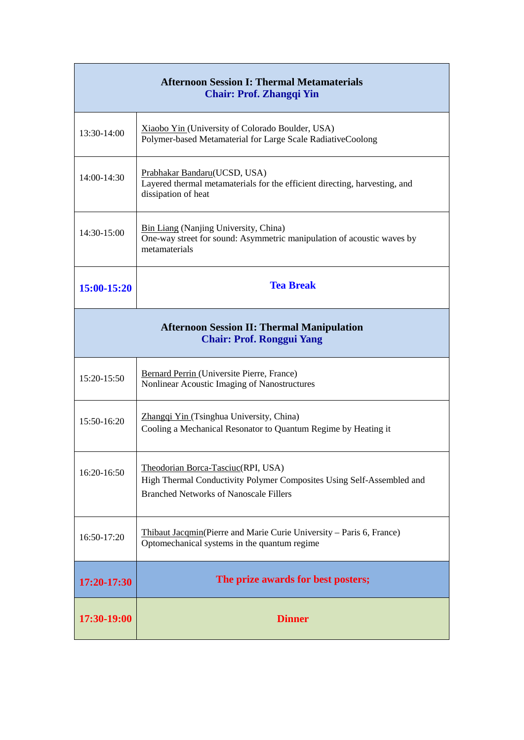| | |
|---|---|
| **Afternoon Session I: Thermal Metamaterials**<br>**Chair: Prof. Zhangqi Yin** | |
| 13:30-14:00 | Xiaobo Yin (University of Colorado Boulder, USA)<br>Polymer-based Metamaterial for Large Scale RadiativeCoolong |
| 14:00-14:30 | Prabhakar Bandaru(UCSD, USA)<br>Layered thermal metamaterials for the efficient directing, harvesting, and dissipation of heat |
| 14:30-15:00 | Bin Liang (Nanjing University, China)<br>One-way street for sound: Asymmetric manipulation of acoustic waves by metamaterials |
| **15:00-15:20** | **Tea Break** |
| **Afternoon Session II: Thermal Manipulation**<br>**Chair: Prof. Ronggui Yang** | |
| 15:20-15:50 | Bernard Perrin (Universite Pierre, France)<br>Nonlinear Acoustic Imaging of Nanostructures |
| 15:50-16:20 | Zhangqi Yin (Tsinghua University, China)<br>Cooling a Mechanical Resonator to Quantum Regime by Heating it |
| 16:20-16:50 | Theodorian Borca-Tasciuc(RPI, USA)<br>High Thermal Conductivity Polymer Composites Using Self-Assembled and Branched Networks of Nanoscale Fillers |
| 16:50-17:20 | Thibaut Jacqmin(Pierre and Marie Curie University – Paris 6, France)<br>Optomechanical systems in the quantum regime |
| **17:20-17:30** | **The prize awards for best posters;** |
| **17:30-19:00** | **Dinner** |